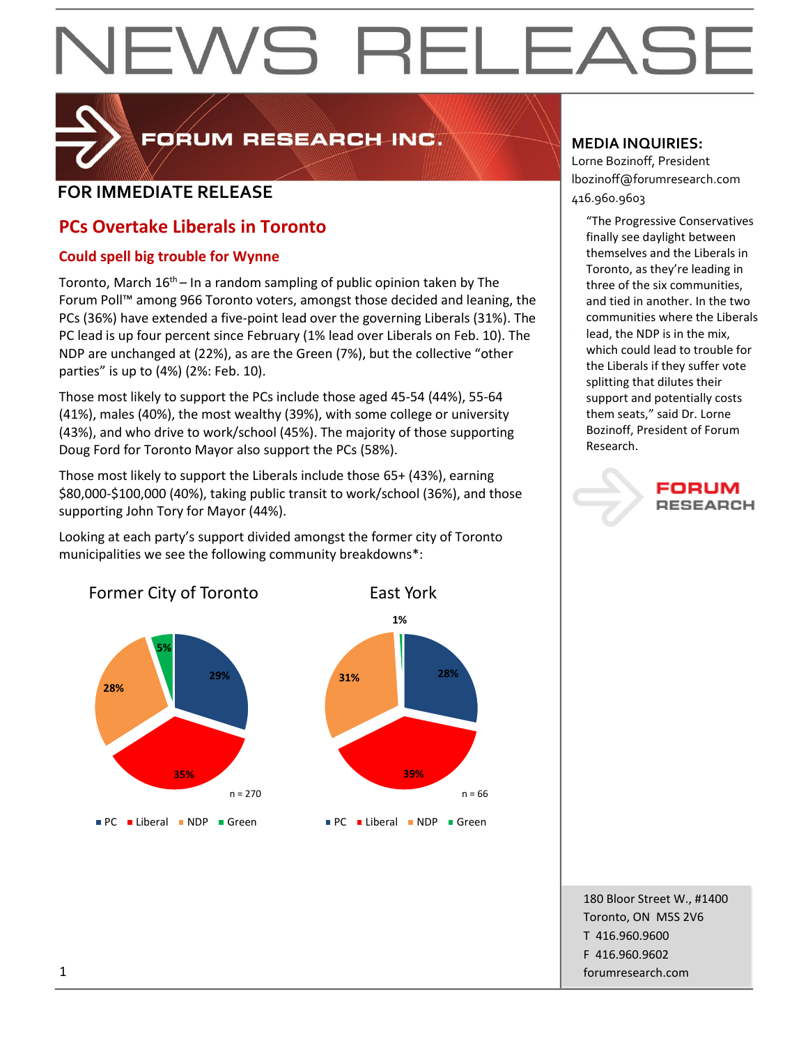# NEWS RELEASE

FORUM RESEARCH INC.

## FOR IMMEDIATE RELEASE

## PCs Overtake Liberals in Toronto

### Could spell big trouble for Wynne

Toronto, March 16th – In a random sampling of public opinion taken by The Forum Poll™ among 966 Toronto voters, amongst those decided and leaning, the PCs (36%) have extended a five-point lead over the governing Liberals (31%). The PC lead is up four percent since February (1% lead over Liberals on Feb. 10). The NDP are unchanged at (22%), as are the Green (7%), but the collective "other parties" is up to (4%) (2%: Feb. 10).

Those most likely to support the PCs include those aged 45-54 (44%), 55-64 (41%), males (40%), the most wealthy (39%), with some college or university (43%), and who drive to work/school (45%). The majority of those supporting Doug Ford for Toronto Mayor also support the PCs (58%).

Those most likely to support the Liberals include those 65+ (43%), earning $80,000-$100,000 (40%), taking public transit to work/school (36%), and those supporting John Tory for Mayor (44%).

Looking at each party's support divided amongst the former city of Toronto municipalities we see the following community breakdowns*:

Former City of Toronto

| Party | Support |
|---|---|
| PC | 29% |
| Liberal | 35% |
| NDP | 28% |
| Green | 5% |

n = 270

East York

| Party | Support |
|---|---|
| PC | 28% |
| Liberal | 39% |
| NDP | 31% |
| Green | 1% |

n = 66

**MEDIA INQUIRIES:**
Lorne Bozinoff, President
lbozinoff@forumresearch.com
416.960.9603

"The Progressive Conservatives finally see daylight between themselves and the Liberals in Toronto, as they're leading in three of the six communities, and tied in another. In the two communities where the Liberals lead, the NDP is in the mix, which could lead to trouble for the Liberals if they suffer vote splitting that dilutes their support and potentially costs them seats," said Dr. Lorne Bozinoff, President of Forum Research.

FORUM RESEARCH

180 Bloor Street W., #1400
Toronto, ON M5S 2V6
T 416.960.9600
F 416.960.9602
forumresearch.com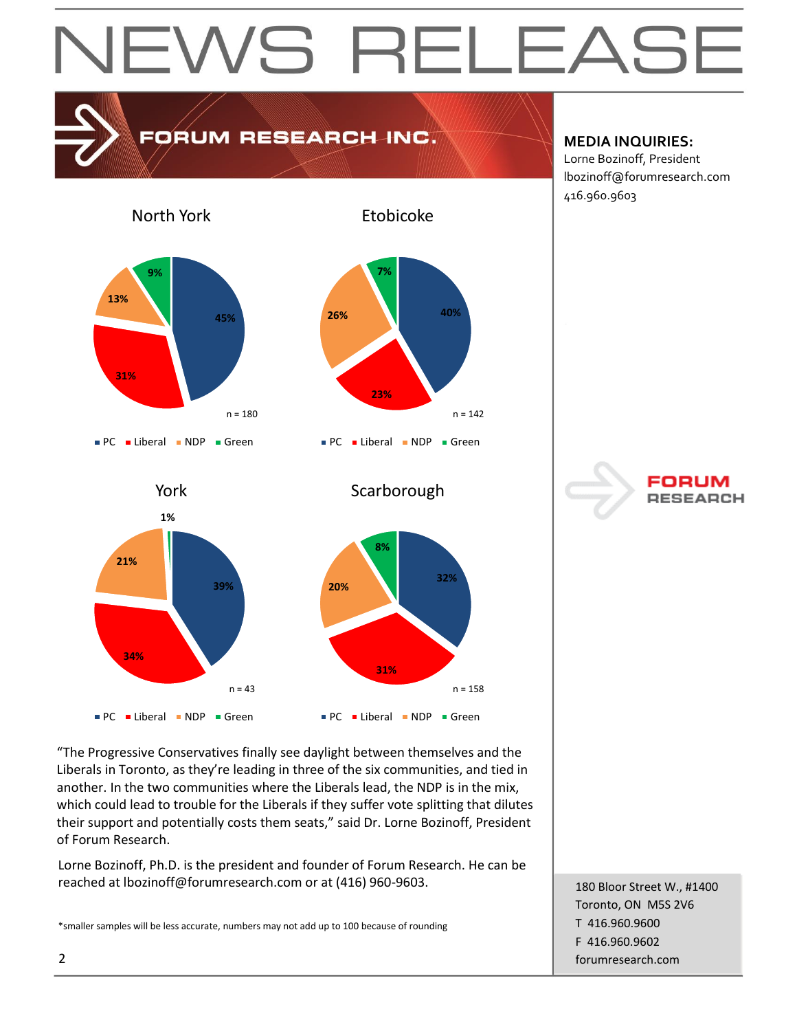# NEWS RELEASE

**FORUM RESEARCH INC.**

**MEDIA INQUIRIES:**
Lorne Bozinoff, President
lbozinoff@forumresearch.com
416.960.9603

### North York

| PC | Liberal | NDP | Green |
|---|---|---|---|
| 45% | 31% | 13% | 9% |

n = 180

### Etobicoke

| PC | Liberal | NDP | Green |
|---|---|---|---|
| 40% | 23% | 26% | 7% |

n = 142

### York

| PC | Liberal | NDP | Green |
|---|---|---|---|
| 39% | 34% | 21% | 1% |

n = 43

### Scarborough

| PC | Liberal | NDP | Green |
|---|---|---|---|
| 32% | 31% | 20% | 8% |

n = 158

"The Progressive Conservatives finally see daylight between themselves and the Liberals in Toronto, as they're leading in three of the six communities, and tied in another. In the two communities where the Liberals lead, the NDP is in the mix, which could lead to trouble for the Liberals if they suffer vote splitting that dilutes their support and potentially costs them seats," said Dr. Lorne Bozinoff, President of Forum Research.

Lorne Bozinoff, Ph.D. is the president and founder of Forum Research. He can be reached at lbozinoff@forumresearch.com or at (416) 960-9603.

*smaller samples will be less accurate, numbers may not add up to 100 because of rounding

180 Bloor Street W., #1400
Toronto, ON M5S 2V6
T 416.960.9600
F 416.960.9602
forumresearch.com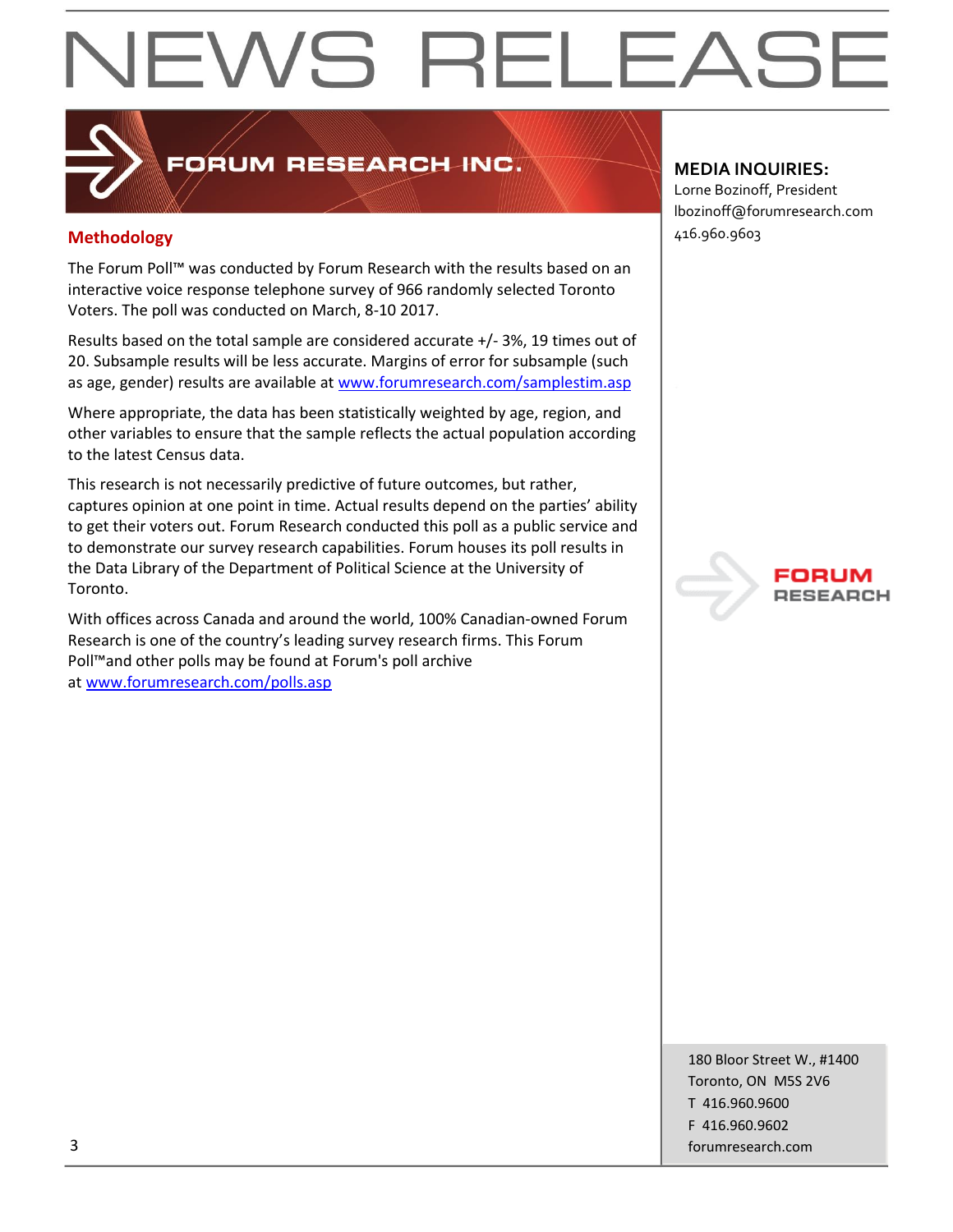# NEWS RELEASE

**FORUM RESEARCH INC.**

**MEDIA INQUIRIES:**
Lorne Bozinoff, President
lbozinoff@forumresearch.com
416.960.9603

## Methodology

The Forum Poll™ was conducted by Forum Research with the results based on an interactive voice response telephone survey of 966 randomly selected Toronto Voters. The poll was conducted on March, 8-10 2017.

Results based on the total sample are considered accurate +/- 3%, 19 times out of 20. Subsample results will be less accurate. Margins of error for subsample (such as age, gender) results are available at [www.forumresearch.com/samplestim.asp](www.forumresearch.com/samplestim.asp)

Where appropriate, the data has been statistically weighted by age, region, and other variables to ensure that the sample reflects the actual population according to the latest Census data.

This research is not necessarily predictive of future outcomes, but rather, captures opinion at one point in time. Actual results depend on the parties' ability to get their voters out. Forum Research conducted this poll as a public service and to demonstrate our survey research capabilities. Forum houses its poll results in the Data Library of the Department of Political Science at the University of Toronto.

With offices across Canada and around the world, 100% Canadian-owned Forum Research is one of the country's leading survey research firms. This Forum Poll™and other polls may be found at Forum's poll archive at [www.forumresearch.com/polls.asp](www.forumresearch.com/polls.asp)

180 Bloor Street W., #1400
Toronto, ON M5S 2V6
T 416.960.9600
F 416.960.9602
forumresearch.com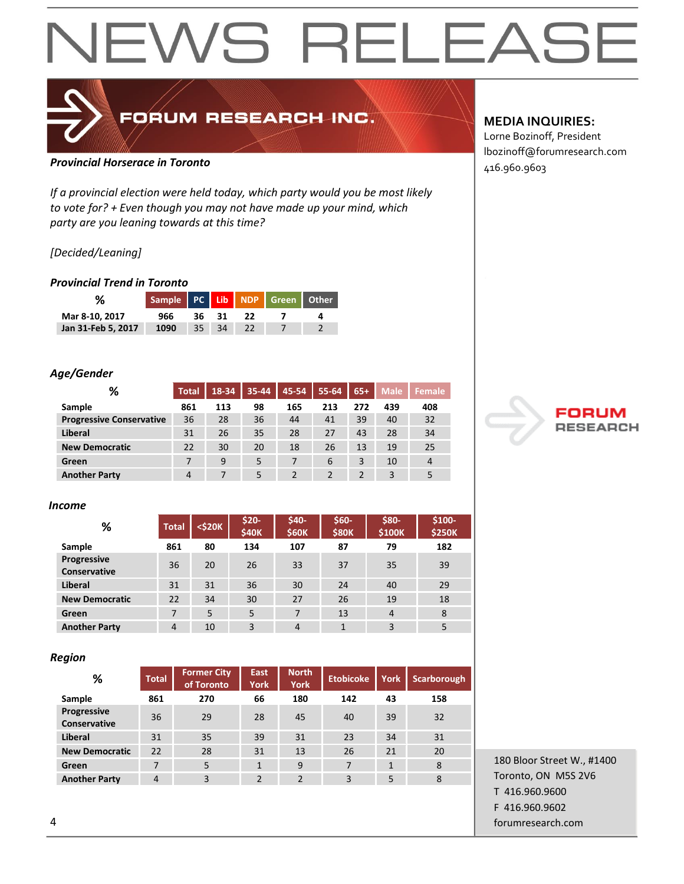# NEWS RELEASE

**FORUM RESEARCH INC.**

**MEDIA INQUIRIES:**
Lorne Bozinoff, President
lbozinoff@forumresearch.com
416.960.9603

***Provincial Horserace in Toronto***

*If a provincial election were held today, which party would you be most likely to vote for? + Even though you may not have made up your mind, which party are you leaning towards at this time?*

*[Decided/Leaning]*

***Provincial Trend in Toronto***

| % | Sample | PC | Lib | NDP | Green | Other |
|---|---|---|---|---|---|---|
| Mar 8-10, 2017 | 966 | 36 | 31 | 22 | 7 | 4 |
| Jan 31-Feb 5, 2017 | 1090 | 35 | 34 | 22 | 7 | 2 |

***Age/Gender***

| % | Total | 18-34 | 35-44 | 45-54 | 55-64 | 65+ | Male | Female |
|---|---|---|---|---|---|---|---|---|
| Sample | 861 | 113 | 98 | 165 | 213 | 272 | 439 | 408 |
| Progressive Conservative | 36 | 28 | 36 | 44 | 41 | 39 | 40 | 32 |
| Liberal | 31 | 26 | 35 | 28 | 27 | 43 | 28 | 34 |
| New Democratic | 22 | 30 | 20 | 18 | 26 | 13 | 19 | 25 |
| Green | 7 | 9 | 5 | 7 | 6 | 3 | 10 | 4 |
| Another Party | 4 | 7 | 5 | 2 | 2 | 2 | 3 | 5 |

***Income***

| % | Total | <$20K | $20-$40K | $40-$60K | $60-$80K | $80-$100K | $100-$250K |
|---|---|---|---|---|---|---|---|
| Sample | 861 | 80 | 134 | 107 | 87 | 79 | 182 |
| Progressive Conservative | 36 | 20 | 26 | 33 | 37 | 35 | 39 |
| Liberal | 31 | 31 | 36 | 30 | 24 | 40 | 29 |
| New Democratic | 22 | 34 | 30 | 27 | 26 | 19 | 18 |
| Green | 7 | 5 | 5 | 7 | 13 | 4 | 8 |
| Another Party | 4 | 10 | 3 | 4 | 1 | 3 | 5 |

***Region***

| % | Total | Former City of Toronto | East York | North York | Etobicoke | York | Scarborough |
|---|---|---|---|---|---|---|---|
| Sample | 861 | 270 | 66 | 180 | 142 | 43 | 158 |
| Progressive Conservative | 36 | 29 | 28 | 45 | 40 | 39 | 32 |
| Liberal | 31 | 35 | 39 | 31 | 23 | 34 | 31 |
| New Democratic | 22 | 28 | 31 | 13 | 26 | 21 | 20 |
| Green | 7 | 5 | 1 | 9 | 7 | 1 | 8 |
| Another Party | 4 | 3 | 2 | 2 | 3 | 5 | 8 |

FORUM RESEARCH

180 Bloor Street W., #1400
Toronto, ON M5S 2V6
T 416.960.9600
F 416.960.9602
forumresearch.com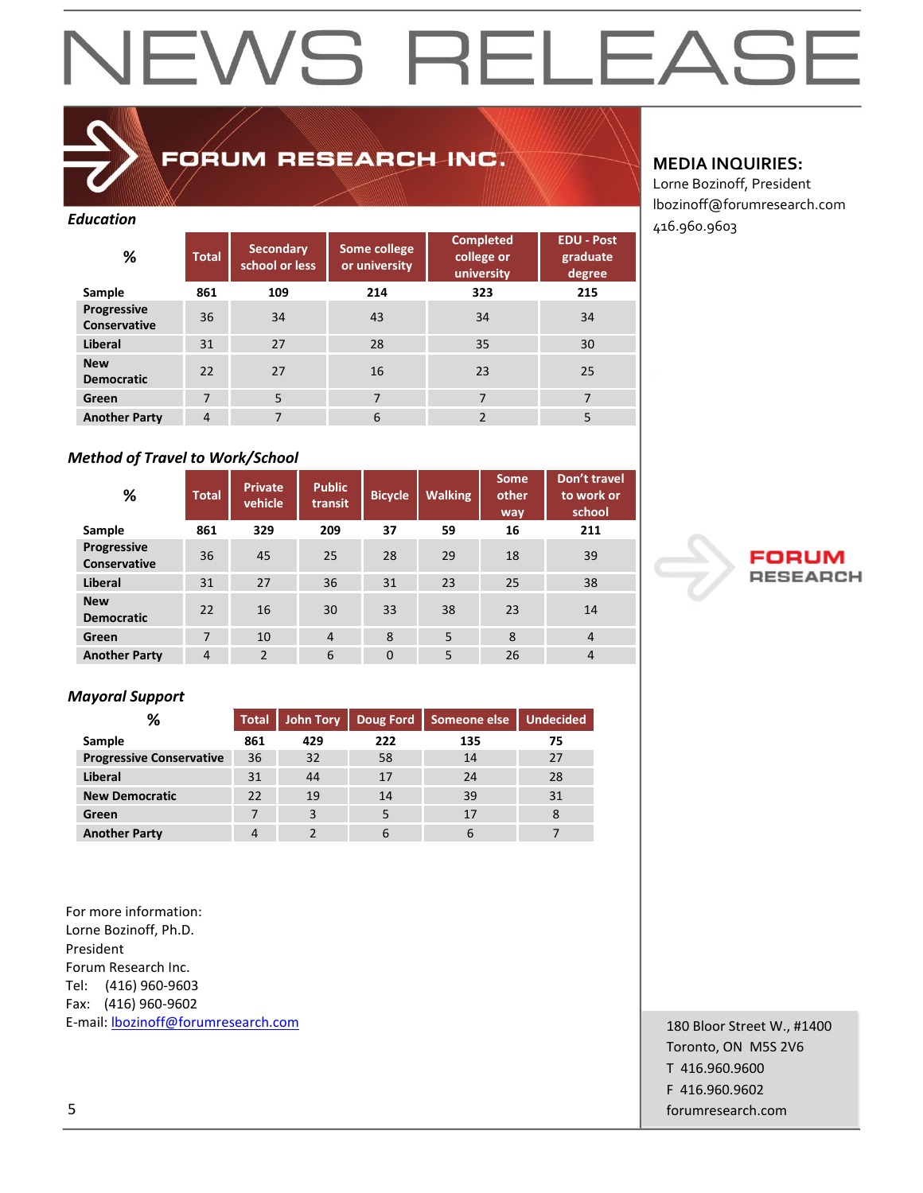# NEWS RELEASE

**FORUM RESEARCH INC.**

**MEDIA INQUIRIES:**
Lorne Bozinoff, President
lbozinoff@forumresearch.com
416.960.9603

***Education***

| % | Total | Secondary school or less | Some college or university | Completed college or university | EDU - Post graduate degree |
|---|---|---|---|---|---|
| Sample | 861 | 109 | 214 | 323 | 215 |
| Progressive Conservative | 36 | 34 | 43 | 34 | 34 |
| Liberal | 31 | 27 | 28 | 35 | 30 |
| New Democratic | 22 | 27 | 16 | 23 | 25 |
| Green | 7 | 5 | 7 | 7 | 7 |
| Another Party | 4 | 7 | 6 | 2 | 5 |

***Method of Travel to Work/School***

| % | Total | Private vehicle | Public transit | Bicycle | Walking | Some other way | Don't travel to work or school |
|---|---|---|---|---|---|---|---|
| Sample | 861 | 329 | 209 | 37 | 59 | 16 | 211 |
| Progressive Conservative | 36 | 45 | 25 | 28 | 29 | 18 | 39 |
| Liberal | 31 | 27 | 36 | 31 | 23 | 25 | 38 |
| New Democratic | 22 | 16 | 30 | 33 | 38 | 23 | 14 |
| Green | 7 | 10 | 4 | 8 | 5 | 8 | 4 |
| Another Party | 4 | 2 | 6 | 0 | 5 | 26 | 4 |

***Mayoral Support***

| % | Total | John Tory | Doug Ford | Someone else | Undecided |
|---|---|---|---|---|---|
| Sample | 861 | 429 | 222 | 135 | 75 |
| Progressive Conservative | 36 | 32 | 58 | 14 | 27 |
| Liberal | 31 | 44 | 17 | 24 | 28 |
| New Democratic | 22 | 19 | 14 | 39 | 31 |
| Green | 7 | 3 | 5 | 17 | 8 |
| Another Party | 4 | 2 | 6 | 6 | 7 |

For more information:
Lorne Bozinoff, Ph.D.
President
Forum Research Inc.
Tel: (416) 960-9603
Fax: (416) 960-9602
E-mail: lbozinoff@forumresearch.com

FORUM RESEARCH

180 Bloor Street W., #1400
Toronto, ON M5S 2V6
T 416.960.9600
F 416.960.9602
forumresearch.com